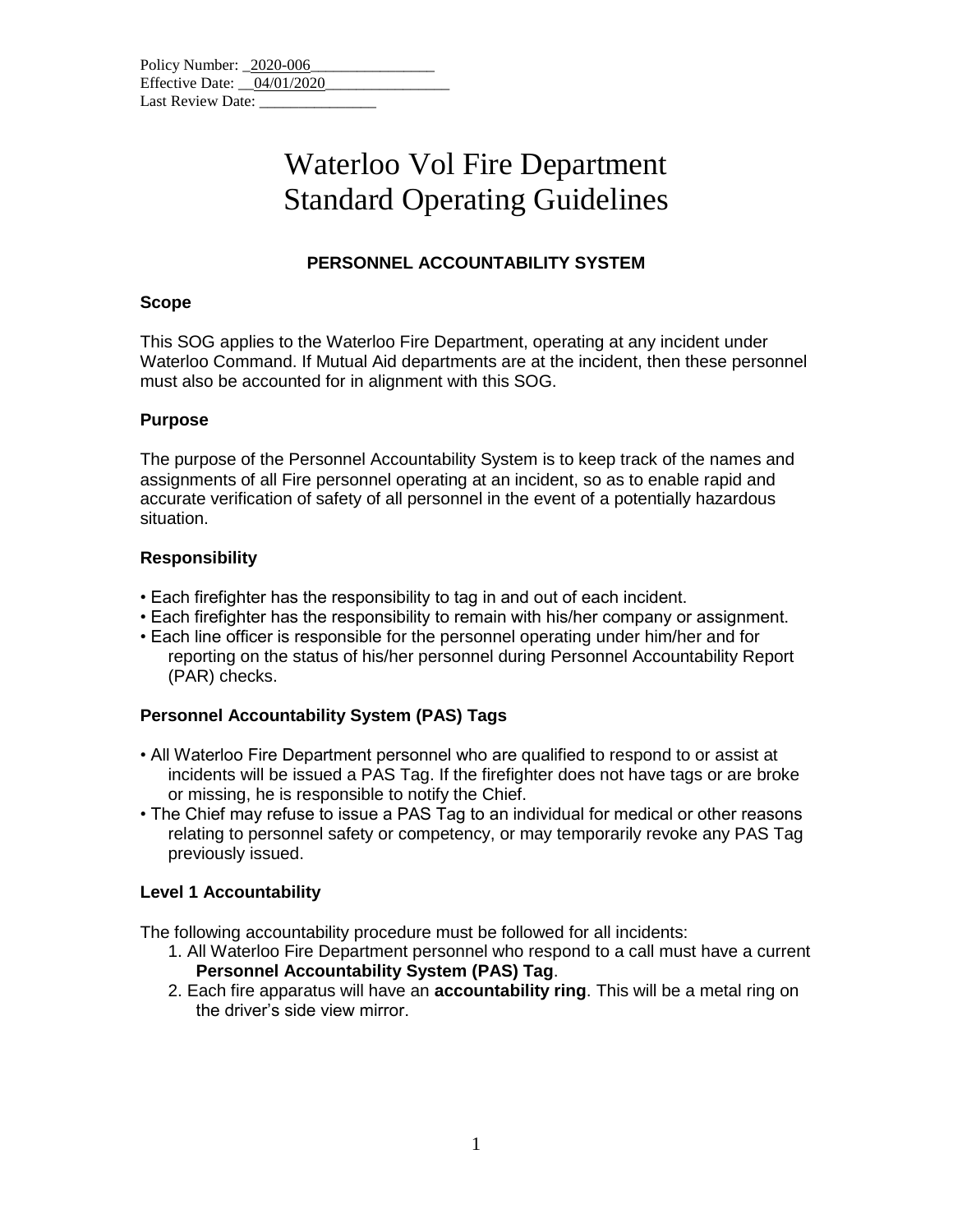Policy Number: 2020-006
Effective Date: 04/01/2020
Last Review Date: _______________

# Waterloo Vol Fire Department Standard Operating Guidelines

## PERSONNEL ACCOUNTABILITY SYSTEM

### Scope

This SOG applies to the Waterloo Fire Department, operating at any incident under Waterloo Command. If Mutual Aid departments are at the incident, then these personnel must also be accounted for in alignment with this SOG.

### Purpose

The purpose of the Personnel Accountability System is to keep track of the names and assignments of all Fire personnel operating at an incident, so as to enable rapid and accurate verification of safety of all personnel in the event of a potentially hazardous situation.

### Responsibility

- Each firefighter has the responsibility to tag in and out of each incident.
- Each firefighter has the responsibility to remain with his/her company or assignment.
- Each line officer is responsible for the personnel operating under him/her and for reporting on the status of his/her personnel during Personnel Accountability Report (PAR) checks.

### Personnel Accountability System (PAS) Tags

- All Waterloo Fire Department personnel who are qualified to respond to or assist at incidents will be issued a PAS Tag. If the firefighter does not have tags or are broke or missing, he is responsible to notify the Chief.
- The Chief may refuse to issue a PAS Tag to an individual for medical or other reasons relating to personnel safety or competency, or may temporarily revoke any PAS Tag previously issued.

### Level 1 Accountability

The following accountability procedure must be followed for all incidents:

1. All Waterloo Fire Department personnel who respond to a call must have a current **Personnel Accountability System (PAS) Tag**.
2. Each fire apparatus will have an **accountability ring**. This will be a metal ring on the driver's side view mirror.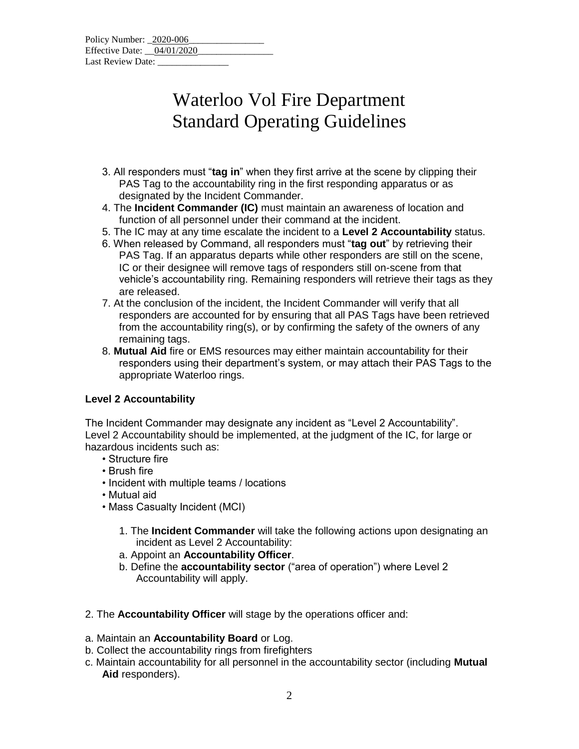Policy Number: _2020-006________________
Effective Date: __04/01/2020________________
Last Review Date: _______________

# Waterloo Vol Fire Department
# Standard Operating Guidelines

3. All responders must "**tag in**" when they first arrive at the scene by clipping their PAS Tag to the accountability ring in the first responding apparatus or as designated by the Incident Commander.
4. The **Incident Commander (IC)** must maintain an awareness of location and function of all personnel under their command at the incident.
5. The IC may at any time escalate the incident to a **Level 2 Accountability** status.
6. When released by Command, all responders must "**tag out**" by retrieving their PAS Tag. If an apparatus departs while other responders are still on the scene, IC or their designee will remove tags of responders still on-scene from that vehicle's accountability ring. Remaining responders will retrieve their tags as they are released.
7. At the conclusion of the incident, the Incident Commander will verify that all responders are accounted for by ensuring that all PAS Tags have been retrieved from the accountability ring(s), or by confirming the safety of the owners of any remaining tags.
8. **Mutual Aid** fire or EMS resources may either maintain accountability for their responders using their department's system, or may attach their PAS Tags to the appropriate Waterloo rings.

**Level 2 Accountability**

The Incident Commander may designate any incident as "Level 2 Accountability". Level 2 Accountability should be implemented, at the judgment of the IC, for large or hazardous incidents such as:

- Structure fire
- Brush fire
- Incident with multiple teams / locations
- Mutual aid
- Mass Casualty Incident (MCI)

1. The **Incident Commander** will take the following actions upon designating an incident as Level 2 Accountability:
   a. Appoint an **Accountability Officer**.
   b. Define the **accountability sector** ("area of operation") where Level 2 Accountability will apply.

2. The **Accountability Officer** will stage by the operations officer and:

a. Maintain an **Accountability Board** or Log.
b. Collect the accountability rings from firefighters
c. Maintain accountability for all personnel in the accountability sector (including **Mutual Aid** responders).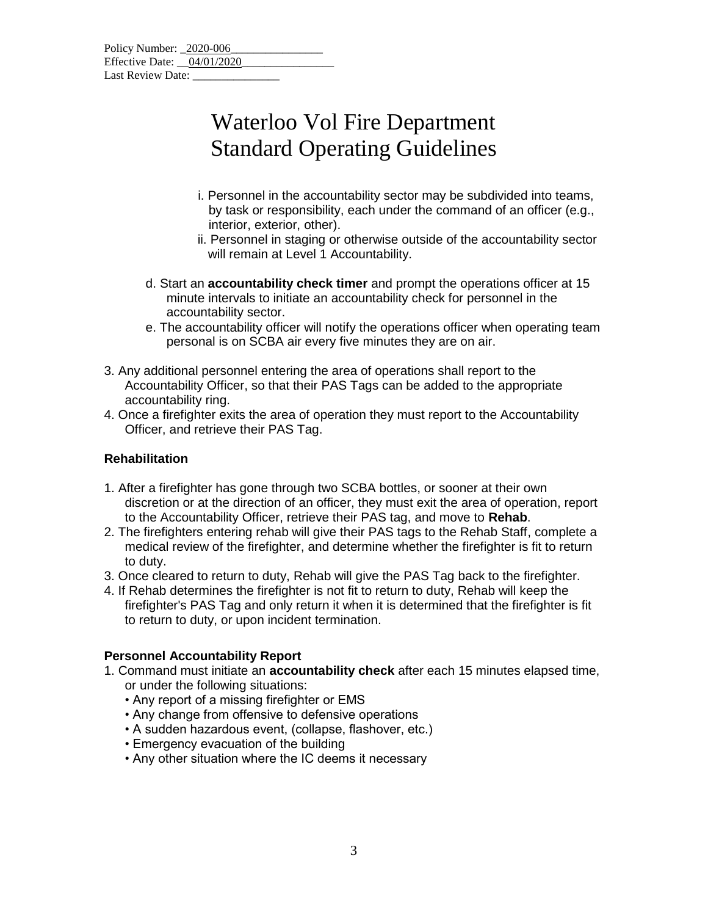Policy Number: 2020-006
Effective Date: 04/01/2020
Last Review Date: ______________

# Waterloo Vol Fire Department
# Standard Operating Guidelines

i. Personnel in the accountability sector may be subdivided into teams, by task or responsibility, each under the command of an officer (e.g., interior, exterior, other).

ii. Personnel in staging or otherwise outside of the accountability sector will remain at Level 1 Accountability.

d. Start an **accountability check timer** and prompt the operations officer at 15 minute intervals to initiate an accountability check for personnel in the accountability sector.

e. The accountability officer will notify the operations officer when operating team personal is on SCBA air every five minutes they are on air.

3. Any additional personnel entering the area of operations shall report to the Accountability Officer, so that their PAS Tags can be added to the appropriate accountability ring.
4. Once a firefighter exits the area of operation they must report to the Accountability Officer, and retrieve their PAS Tag.

### Rehabilitation

1. After a firefighter has gone through two SCBA bottles, or sooner at their own discretion or at the direction of an officer, they must exit the area of operation, report to the Accountability Officer, retrieve their PAS tag, and move to **Rehab**.
2. The firefighters entering rehab will give their PAS tags to the Rehab Staff, complete a medical review of the firefighter, and determine whether the firefighter is fit to return to duty.
3. Once cleared to return to duty, Rehab will give the PAS Tag back to the firefighter.
4. If Rehab determines the firefighter is not fit to return to duty, Rehab will keep the firefighter's PAS Tag and only return it when it is determined that the firefighter is fit to return to duty, or upon incident termination.

### Personnel Accountability Report

1. Command must initiate an **accountability check** after each 15 minutes elapsed time, or under the following situations:
   - Any report of a missing firefighter or EMS
   - Any change from offensive to defensive operations
   - A sudden hazardous event, (collapse, flashover, etc.)
   - Emergency evacuation of the building
   - Any other situation where the IC deems it necessary